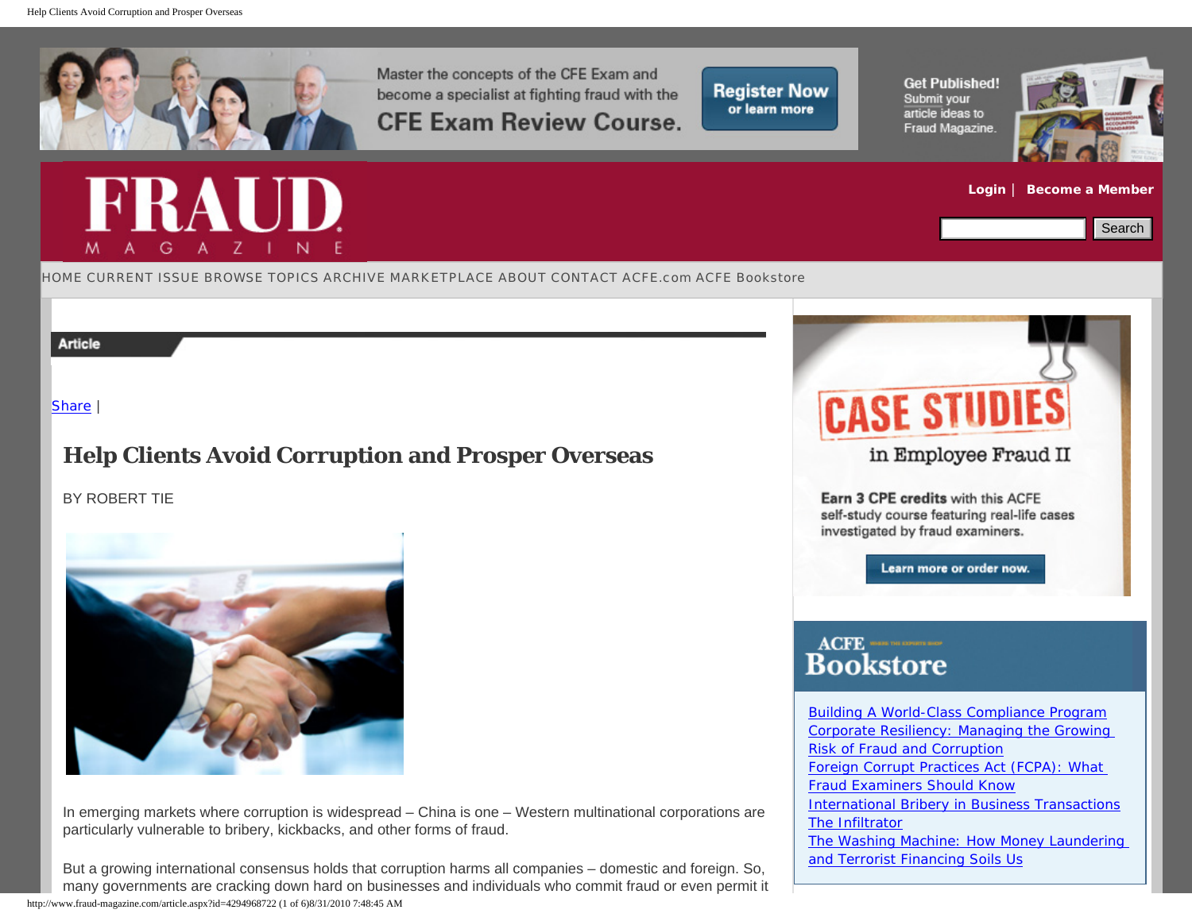Master the concepts of the CFE Exam and become a specialist at fighting fraud with the CFE Exam Review Course. Register Now or learn more

Get Published! Submit your article ideas to Fraud Magazine.

# FRAUD MAGAZINE

Login | Become a Member

Search

HOME CURRENT ISSUE BROWSE TOPICS ARCHIVE MARKETPLACE ABOUT CONTACT ACFE.com ACFE Bookstore

Article

Share |

## Help Clients Avoid Corruption and Prosper Overseas

BY ROBERT TIE

In emerging markets where corruption is widespread – China is one – Western multinational corporations are particularly vulnerable to bribery, kickbacks, and other forms of fraud.

But a growing international consensus holds that corruption harms all companies – domestic and foreign. So, many governments are cracking down hard on businesses and individuals who commit fraud or even permit it

CASE STUDIES in Employee Fraud II

Earn 3 CPE credits with this ACFE self-study course featuring real-life cases investigated by fraud examiners.

Learn more or order now.

ACFE Bookstore

- Building A World-Class Compliance Program
- Corporate Resiliency: Managing the Growing Risk of Fraud and Corruption
- Foreign Corrupt Practices Act (FCPA): What Fraud Examiners Should Know
- International Bribery in Business Transactions
- The Infiltrator
- The Washing Machine: How Money Laundering and Terrorist Financing Soils Us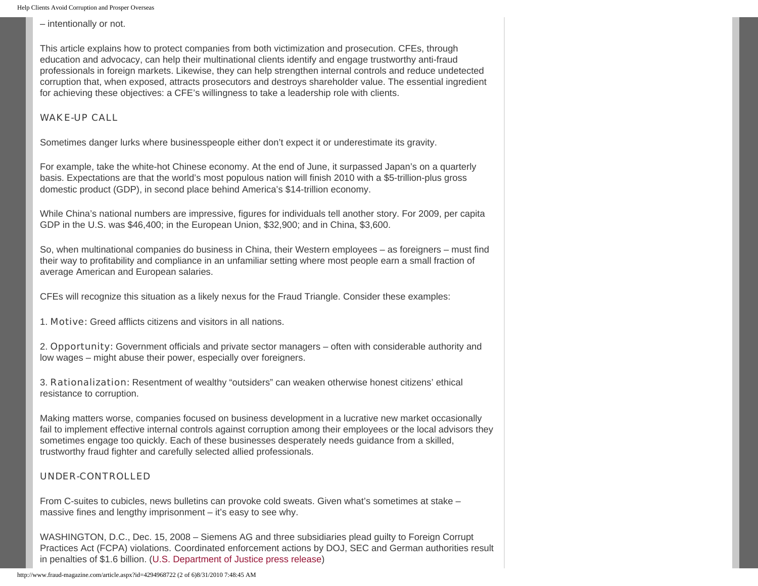– intentionally or not.

This article explains how to protect companies from both victimization and prosecution. CFEs, through education and advocacy, can help their multinational clients identify and engage trustworthy anti-fraud professionals in foreign markets. Likewise, they can help strengthen internal controls and reduce undetected corruption that, when exposed, attracts prosecutors and destroys shareholder value. The essential ingredient for achieving these objectives: a CFE's willingness to take a leadership role with clients.

## WAKE-UP CALL

Sometimes danger lurks where businesspeople either don't expect it or underestimate its gravity.

For example, take the white-hot Chinese economy. At the end of June, it surpassed Japan's on a quarterly basis. Expectations are that the world's most populous nation will finish 2010 with a $5-trillion-plus gross domestic product (GDP), in second place behind America's $14-trillion economy.

While China's national numbers are impressive, figures for individuals tell another story. For 2009, per capita GDP in the U.S. was $46,400; in the European Union, $32,900; and in China, $3,600.

So, when multinational companies do business in China, their Western employees – as foreigners – must find their way to profitability and compliance in an unfamiliar setting where most people earn a small fraction of average American and European salaries.

CFEs will recognize this situation as a likely nexus for the Fraud Triangle. Consider these examples:

1. Motive: Greed afflicts citizens and visitors in all nations.

2. Opportunity: Government officials and private sector managers – often with considerable authority and low wages – might abuse their power, especially over foreigners.

3. Rationalization: Resentment of wealthy "outsiders" can weaken otherwise honest citizens' ethical resistance to corruption.

Making matters worse, companies focused on business development in a lucrative new market occasionally fail to implement effective internal controls against corruption among their employees or the local advisors they sometimes engage too quickly. Each of these businesses desperately needs guidance from a skilled, trustworthy fraud fighter and carefully selected allied professionals.

## UNDER-CONTROLLED

From C-suites to cubicles, news bulletins can provoke cold sweats. Given what's sometimes at stake – massive fines and lengthy imprisonment – it's easy to see why.

WASHINGTON, D.C., Dec. 15, 2008 – Siemens AG and three subsidiaries plead guilty to Foreign Corrupt Practices Act (FCPA) violations. Coordinated enforcement actions by DOJ, SEC and German authorities result in penalties of $1.6 billion. (U.S. Department of Justice press release)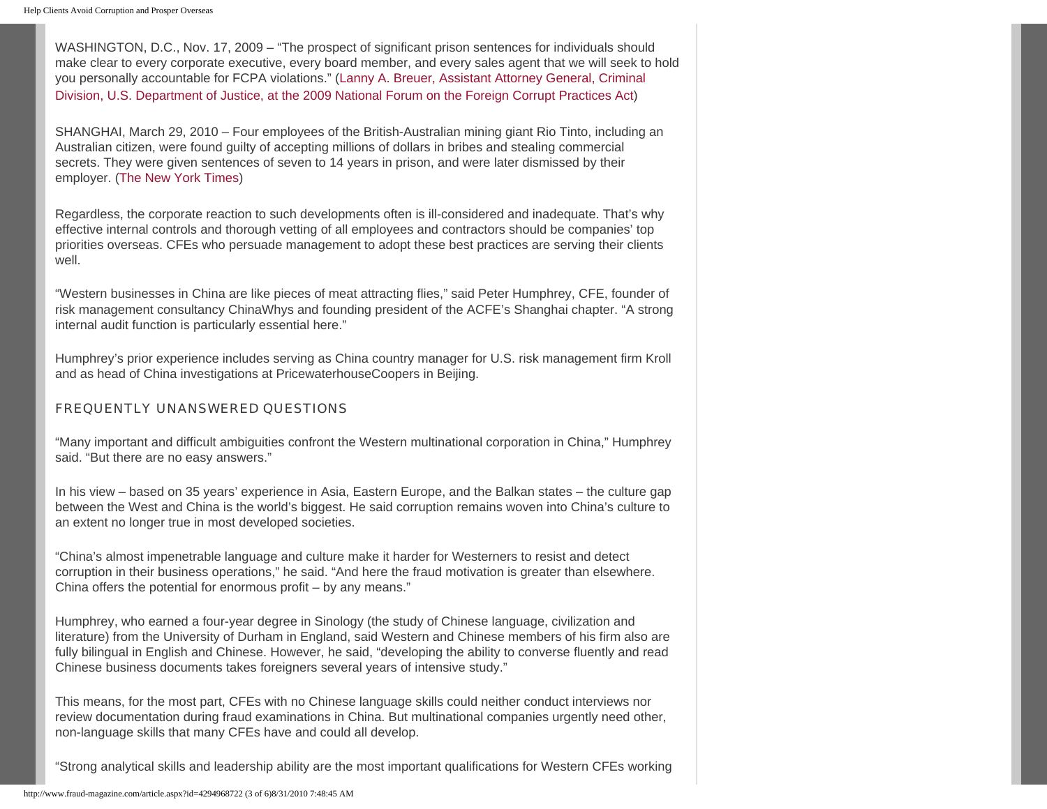WASHINGTON, D.C., Nov. 17, 2009 – "The prospect of significant prison sentences for individuals should make clear to every corporate executive, every board member, and every sales agent that we will seek to hold you personally accountable for FCPA violations." (Lanny A. Breuer, Assistant Attorney General, Criminal Division, U.S. Department of Justice, at the 2009 National Forum on the Foreign Corrupt Practices Act)

SHANGHAI, March 29, 2010 – Four employees of the British-Australian mining giant Rio Tinto, including an Australian citizen, were found guilty of accepting millions of dollars in bribes and stealing commercial secrets. They were given sentences of seven to 14 years in prison, and were later dismissed by their employer. (The New York Times)

Regardless, the corporate reaction to such developments often is ill-considered and inadequate. That's why effective internal controls and thorough vetting of all employees and contractors should be companies' top priorities overseas. CFEs who persuade management to adopt these best practices are serving their clients well.

"Western businesses in China are like pieces of meat attracting flies," said Peter Humphrey, CFE, founder of risk management consultancy ChinaWhys and founding president of the ACFE's Shanghai chapter. "A strong internal audit function is particularly essential here."

Humphrey's prior experience includes serving as China country manager for U.S. risk management firm Kroll and as head of China investigations at PricewaterhouseCoopers in Beijing.

## FREQUENTLY UNANSWERED QUESTIONS

"Many important and difficult ambiguities confront the Western multinational corporation in China," Humphrey said. "But there are no easy answers."

In his view – based on 35 years' experience in Asia, Eastern Europe, and the Balkan states – the culture gap between the West and China is the world's biggest. He said corruption remains woven into China's culture to an extent no longer true in most developed societies.

"China's almost impenetrable language and culture make it harder for Westerners to resist and detect corruption in their business operations," he said. "And here the fraud motivation is greater than elsewhere. China offers the potential for enormous profit – by any means."

Humphrey, who earned a four-year degree in Sinology (the study of Chinese language, civilization and literature) from the University of Durham in England, said Western and Chinese members of his firm also are fully bilingual in English and Chinese. However, he said, "developing the ability to converse fluently and read Chinese business documents takes foreigners several years of intensive study."

This means, for the most part, CFEs with no Chinese language skills could neither conduct interviews nor review documentation during fraud examinations in China. But multinational companies urgently need other, non-language skills that many CFEs have and could all develop.

"Strong analytical skills and leadership ability are the most important qualifications for Western CFEs working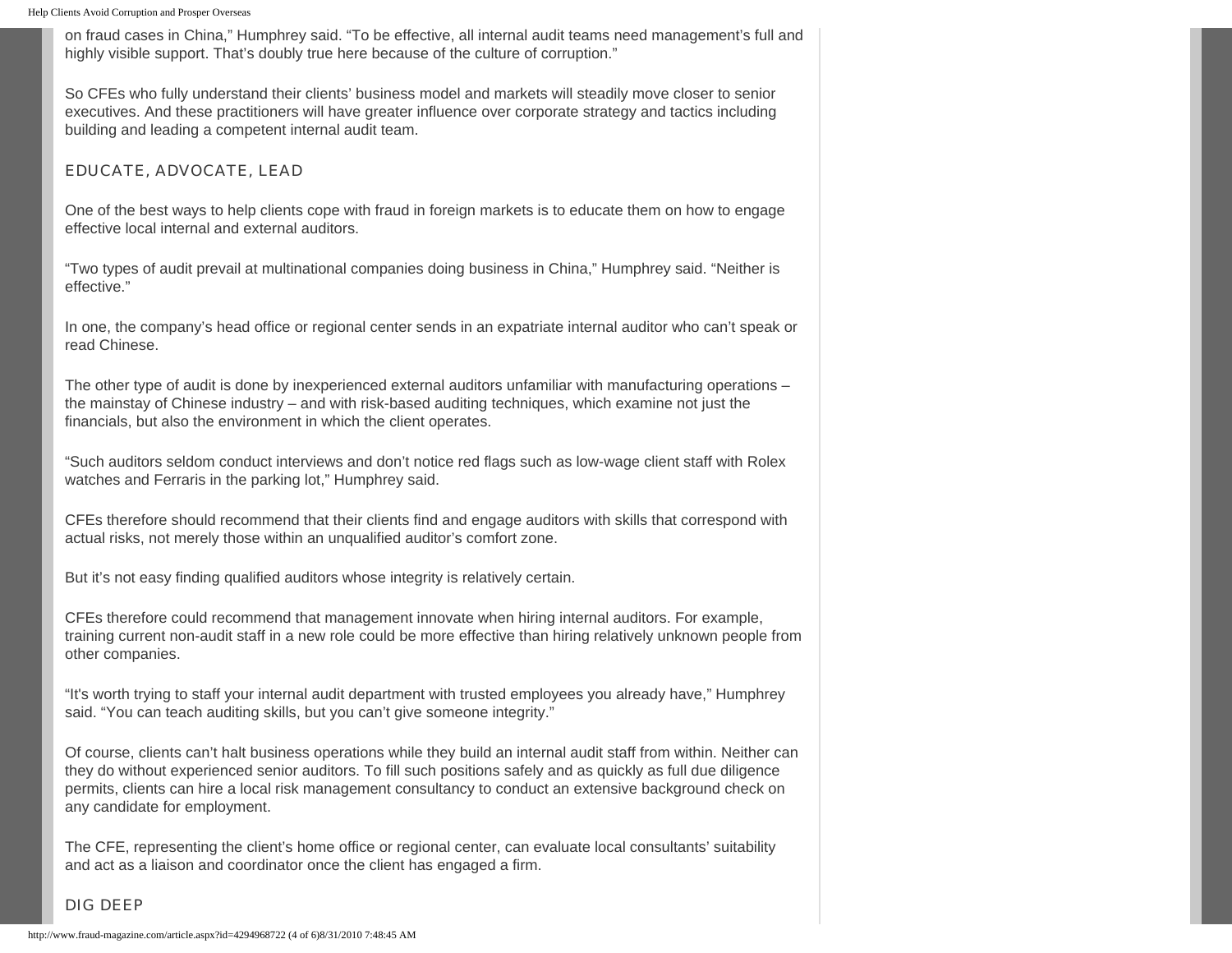on fraud cases in China," Humphrey said. "To be effective, all internal audit teams need management's full and highly visible support. That's doubly true here because of the culture of corruption."

So CFEs who fully understand their clients' business model and markets will steadily move closer to senior executives. And these practitioners will have greater influence over corporate strategy and tactics including building and leading a competent internal audit team.

## EDUCATE, ADVOCATE, LEAD

One of the best ways to help clients cope with fraud in foreign markets is to educate them on how to engage effective local internal and external auditors.

"Two types of audit prevail at multinational companies doing business in China," Humphrey said. "Neither is effective."

In one, the company's head office or regional center sends in an expatriate internal auditor who can't speak or read Chinese.

The other type of audit is done by inexperienced external auditors unfamiliar with manufacturing operations – the mainstay of Chinese industry – and with risk-based auditing techniques, which examine not just the financials, but also the environment in which the client operates.

"Such auditors seldom conduct interviews and don't notice red flags such as low-wage client staff with Rolex watches and Ferraris in the parking lot," Humphrey said.

CFEs therefore should recommend that their clients find and engage auditors with skills that correspond with actual risks, not merely those within an unqualified auditor's comfort zone.

But it's not easy finding qualified auditors whose integrity is relatively certain.

CFEs therefore could recommend that management innovate when hiring internal auditors. For example, training current non-audit staff in a new role could be more effective than hiring relatively unknown people from other companies.

"It's worth trying to staff your internal audit department with trusted employees you already have," Humphrey said. "You can teach auditing skills, but you can't give someone integrity."

Of course, clients can't halt business operations while they build an internal audit staff from within. Neither can they do without experienced senior auditors. To fill such positions safely and as quickly as full due diligence permits, clients can hire a local risk management consultancy to conduct an extensive background check on any candidate for employment.

The CFE, representing the client's home office or regional center, can evaluate local consultants' suitability and act as a liaison and coordinator once the client has engaged a firm.

## DIG DEEP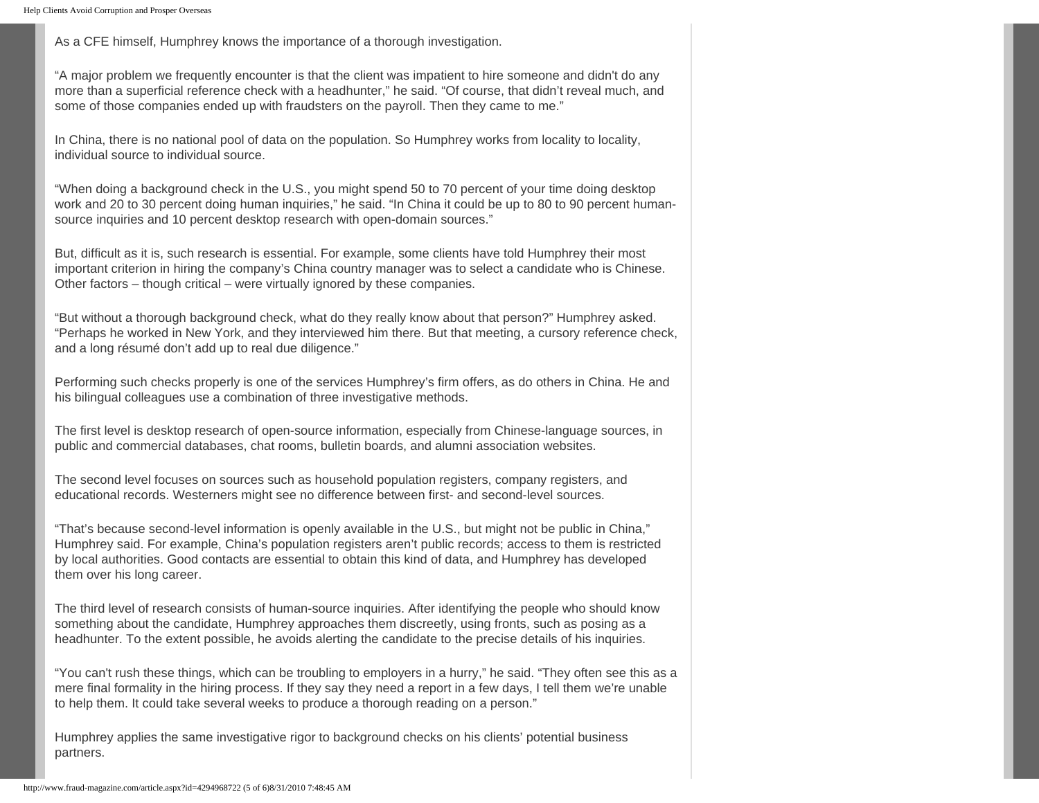As a CFE himself, Humphrey knows the importance of a thorough investigation.

“A major problem we frequently encounter is that the client was impatient to hire someone and didn't do any more than a superficial reference check with a headhunter,” he said. “Of course, that didn’t reveal much, and some of those companies ended up with fraudsters on the payroll. Then they came to me.”

In China, there is no national pool of data on the population. So Humphrey works from locality to locality, individual source to individual source.

“When doing a background check in the U.S., you might spend 50 to 70 percent of your time doing desktop work and 20 to 30 percent doing human inquiries,” he said. “In China it could be up to 80 to 90 percent human-source inquiries and 10 percent desktop research with open-domain sources.”

But, difficult as it is, such research is essential. For example, some clients have told Humphrey their most important criterion in hiring the company’s China country manager was to select a candidate who is Chinese. Other factors – though critical – were virtually ignored by these companies.

“But without a thorough background check, what do they really know about that person?” Humphrey asked. “Perhaps he worked in New York, and they interviewed him there. But that meeting, a cursory reference check, and a long résumé don’t add up to real due diligence.”

Performing such checks properly is one of the services Humphrey’s firm offers, as do others in China. He and his bilingual colleagues use a combination of three investigative methods.

The first level is desktop research of open-source information, especially from Chinese-language sources, in public and commercial databases, chat rooms, bulletin boards, and alumni association websites.

The second level focuses on sources such as household population registers, company registers, and educational records. Westerners might see no difference between first- and second-level sources.

“That’s because second-level information is openly available in the U.S., but might not be public in China,” Humphrey said. For example, China’s population registers aren’t public records; access to them is restricted by local authorities. Good contacts are essential to obtain this kind of data, and Humphrey has developed them over his long career.

The third level of research consists of human-source inquiries. After identifying the people who should know something about the candidate, Humphrey approaches them discreetly, using fronts, such as posing as a headhunter. To the extent possible, he avoids alerting the candidate to the precise details of his inquiries.

“You can't rush these things, which can be troubling to employers in a hurry,” he said. “They often see this as a mere final formality in the hiring process. If they say they need a report in a few days, I tell them we’re unable to help them. It could take several weeks to produce a thorough reading on a person.”

Humphrey applies the same investigative rigor to background checks on his clients’ potential business partners.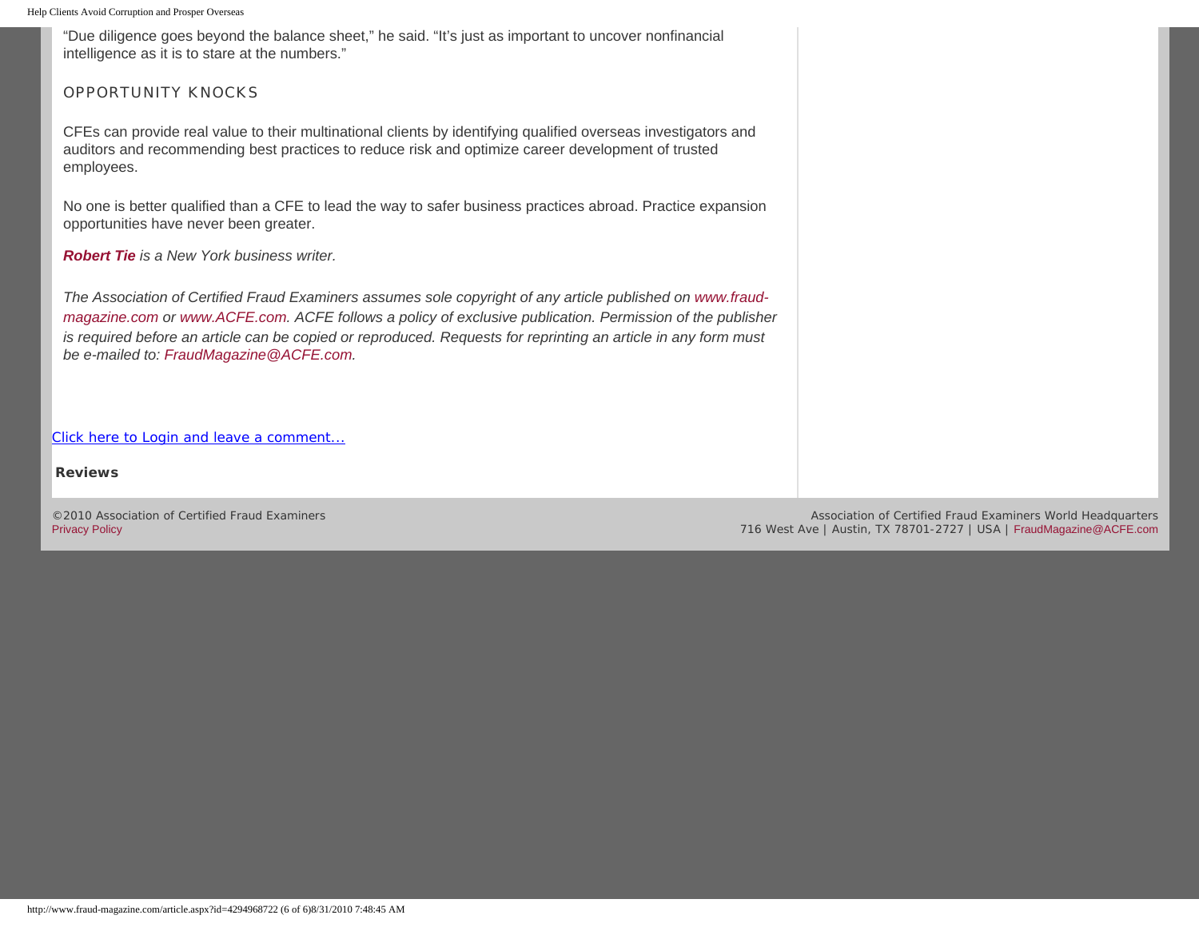"Due diligence goes beyond the balance sheet," he said. "It's just as important to uncover nonfinancial intelligence as it is to stare at the numbers."

### OPPORTUNITY KNOCKS

CFEs can provide real value to their multinational clients by identifying qualified overseas investigators and auditors and recommending best practices to reduce risk and optimize career development of trusted employees.

No one is better qualified than a CFE to lead the way to safer business practices abroad. Practice expansion opportunities have never been greater.

***Robert Tie*** *is a New York business writer.*

*The Association of Certified Fraud Examiners assumes sole copyright of any article published on www.fraud-magazine.com or www.ACFE.com. ACFE follows a policy of exclusive publication. Permission of the publisher is required before an article can be copied or reproduced. Requests for reprinting an article in any form must be e-mailed to: FraudMagazine@ACFE.com.*

Click here to Login and leave a comment...

**Reviews**

©2010 Association of Certified Fraud Examiners
Privacy Policy

Association of Certified Fraud Examiners World Headquarters
716 West Ave | Austin, TX 78701-2727 | USA | FraudMagazine@ACFE.com